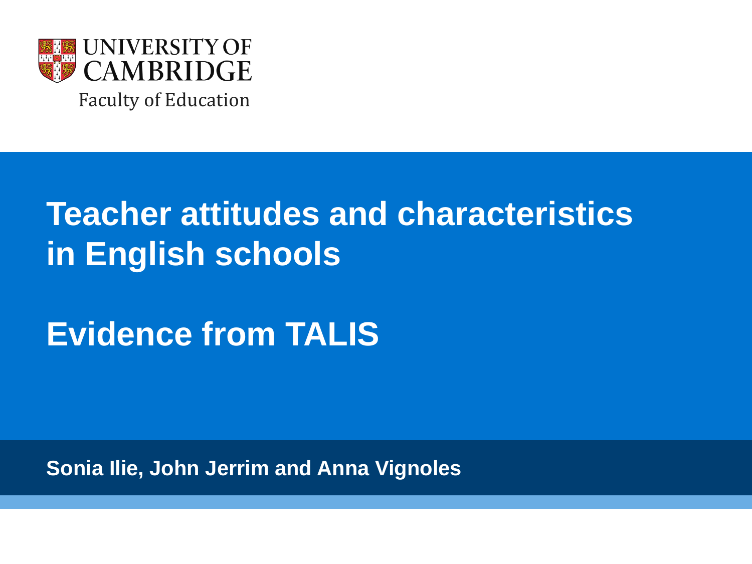UNIVERSITY OF CAMBRIDGE

Faculty of Education

# Teacher attitudes and characteristics in English schools

# Evidence from TALIS

**Sonia Ilie, John Jerrim and Anna Vignoles**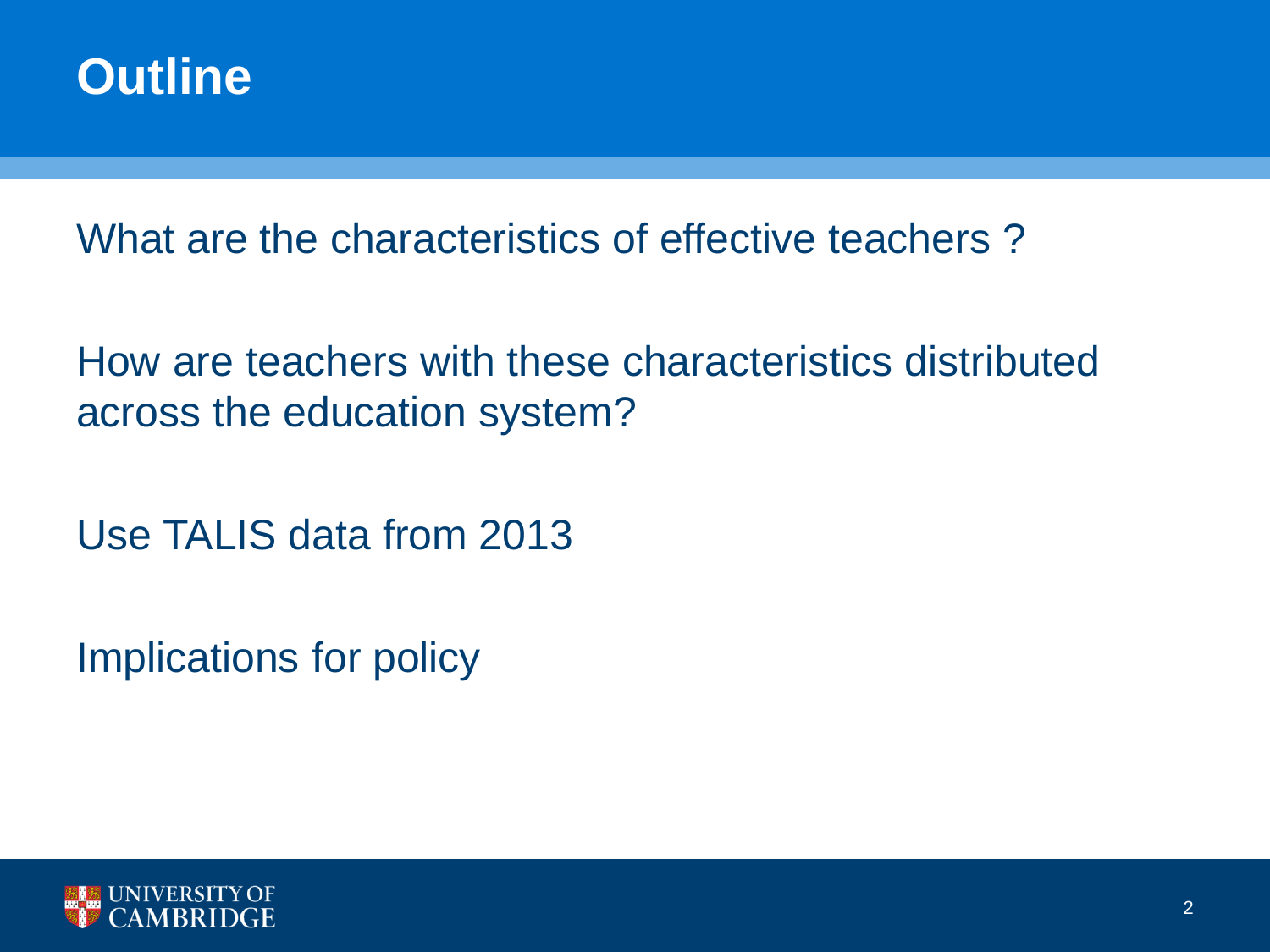# Outline

What are the characteristics of effective teachers ?

How are teachers with these characteristics distributed across the education system?

Use TALIS data from 2013

Implications for policy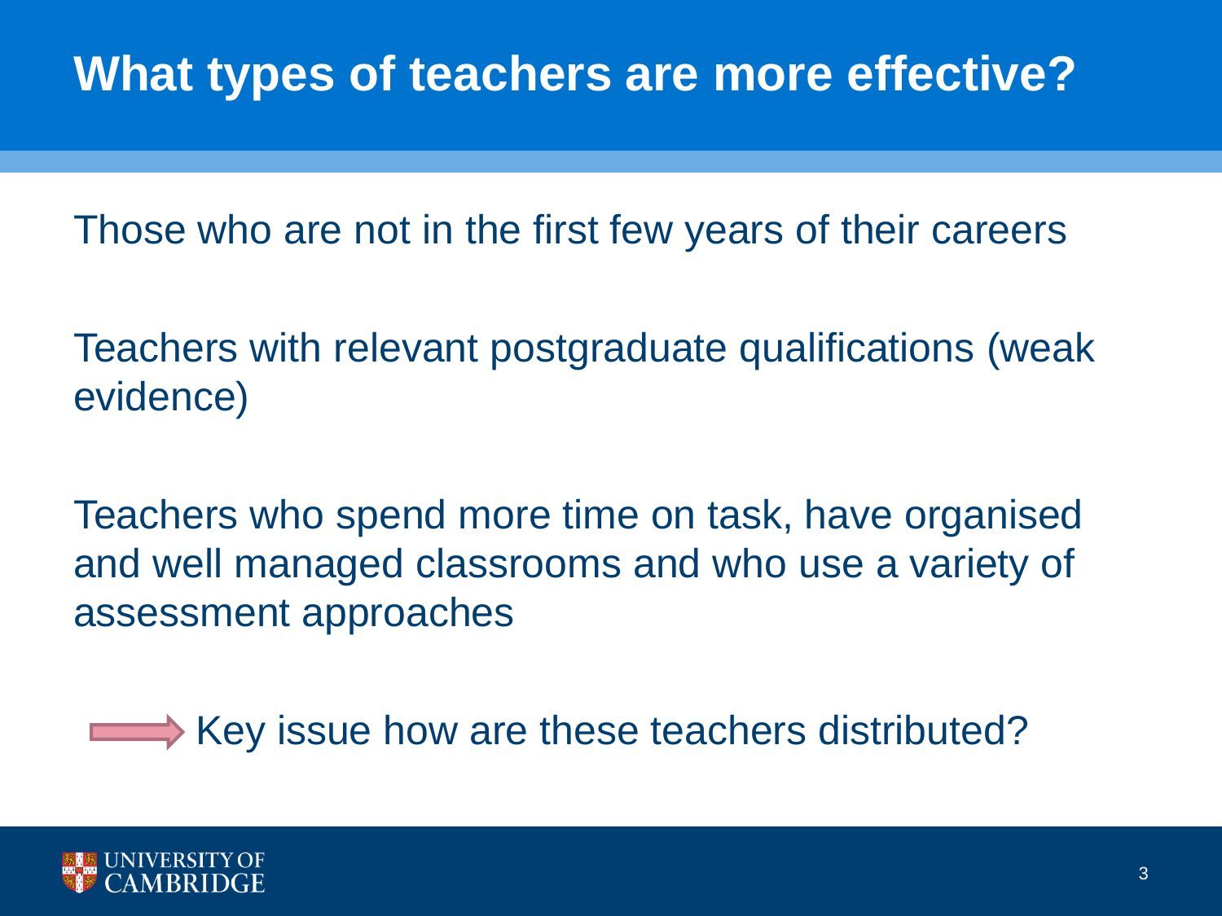# What types of teachers are more effective?

Those who are not in the first few years of their careers

Teachers with relevant postgraduate qualifications (weak evidence)

Teachers who spend more time on task, have organised and well managed classrooms and who use a variety of assessment approaches

→ Key issue how are these teachers distributed?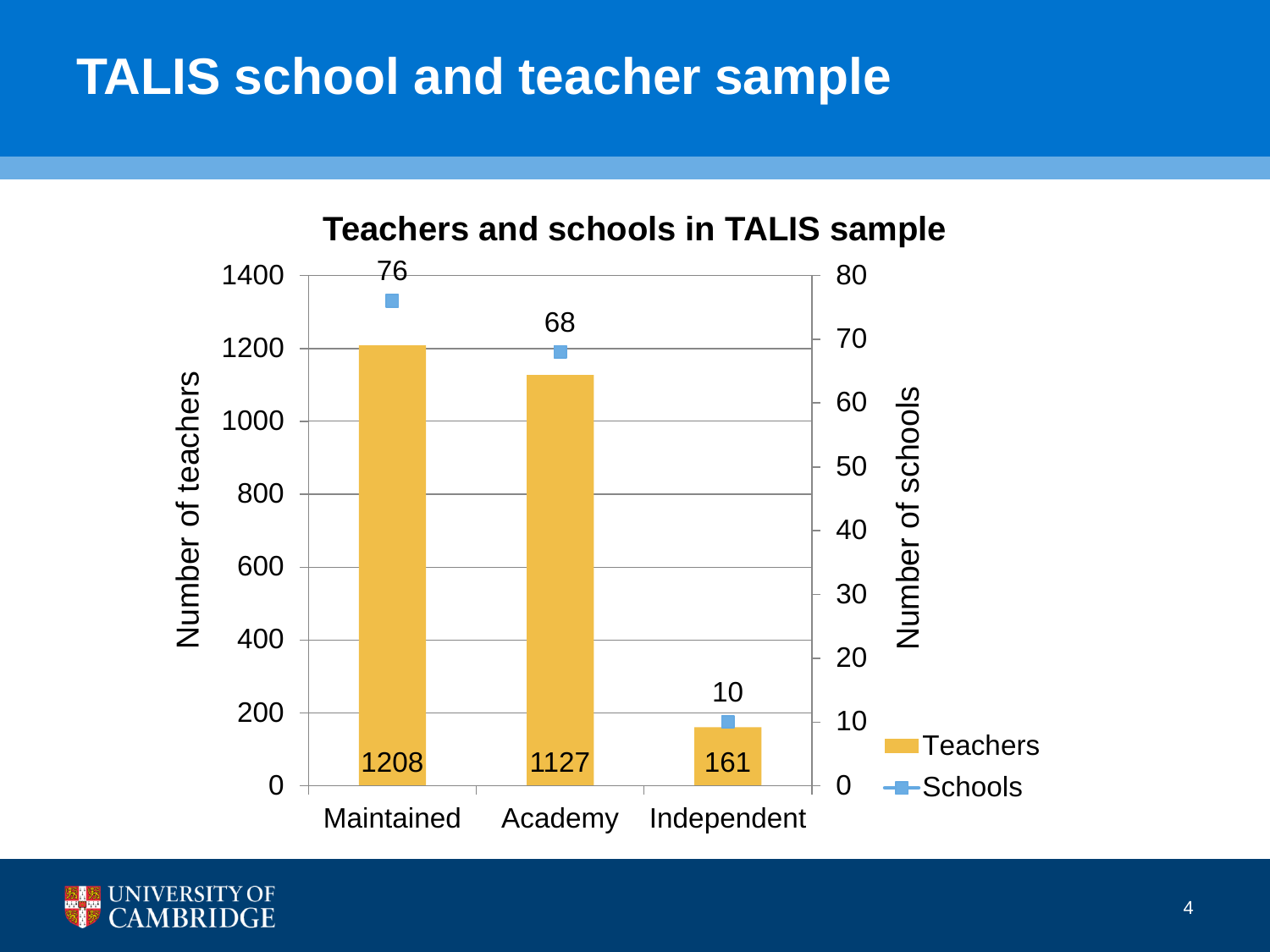# TALIS school and teacher sample

**Teachers and schools in TALIS sample**

| | Teachers | Schools |
|---|---|---|
| Maintained | 1208 | 76 |
| Academy | 1127 | 68 |
| Independent | 161 | 10 |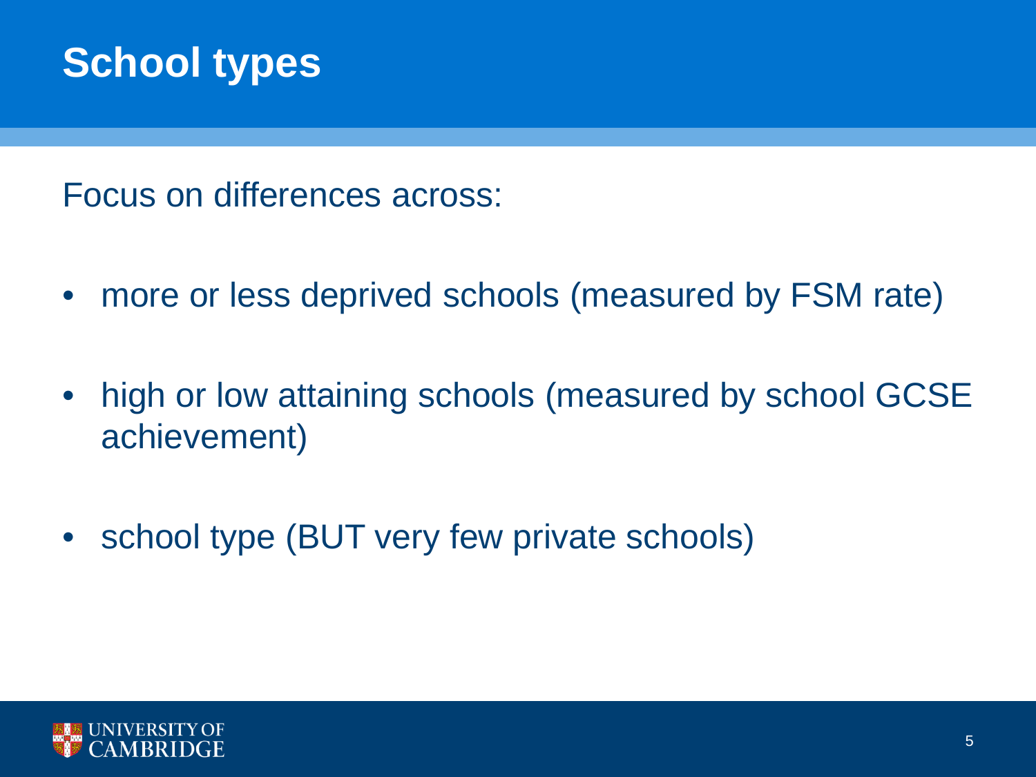# School types

Focus on differences across:

- more or less deprived schools (measured by FSM rate)
- high or low attaining schools (measured by school GCSE achievement)
- school type (BUT very few private schools)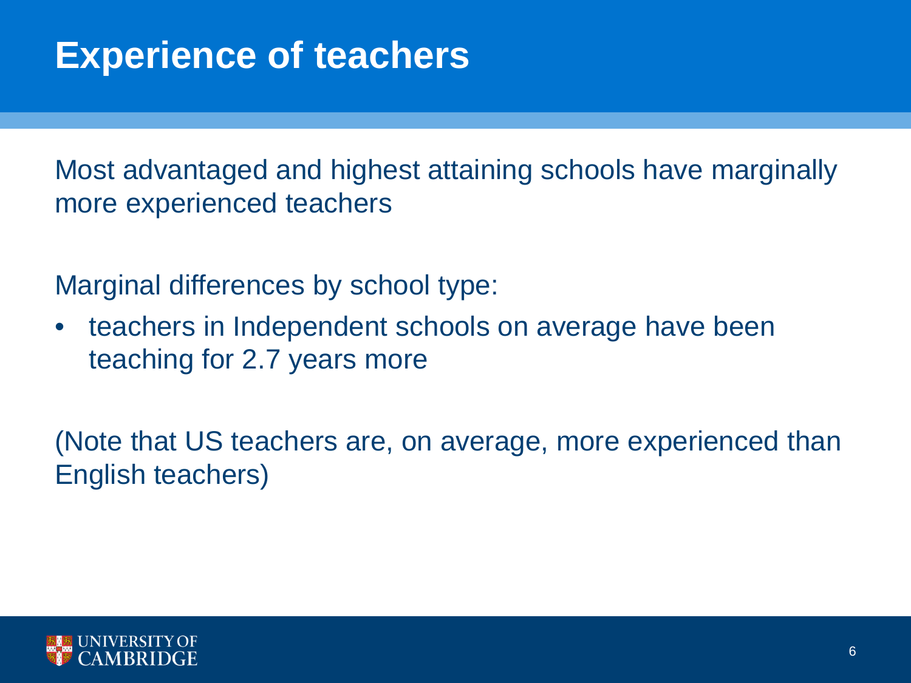# Experience of teachers

Most advantaged and highest attaining schools have marginally more experienced teachers

Marginal differences by school type:

- teachers in Independent schools on average have been teaching for 2.7 years more

(Note that US teachers are, on average, more experienced than English teachers)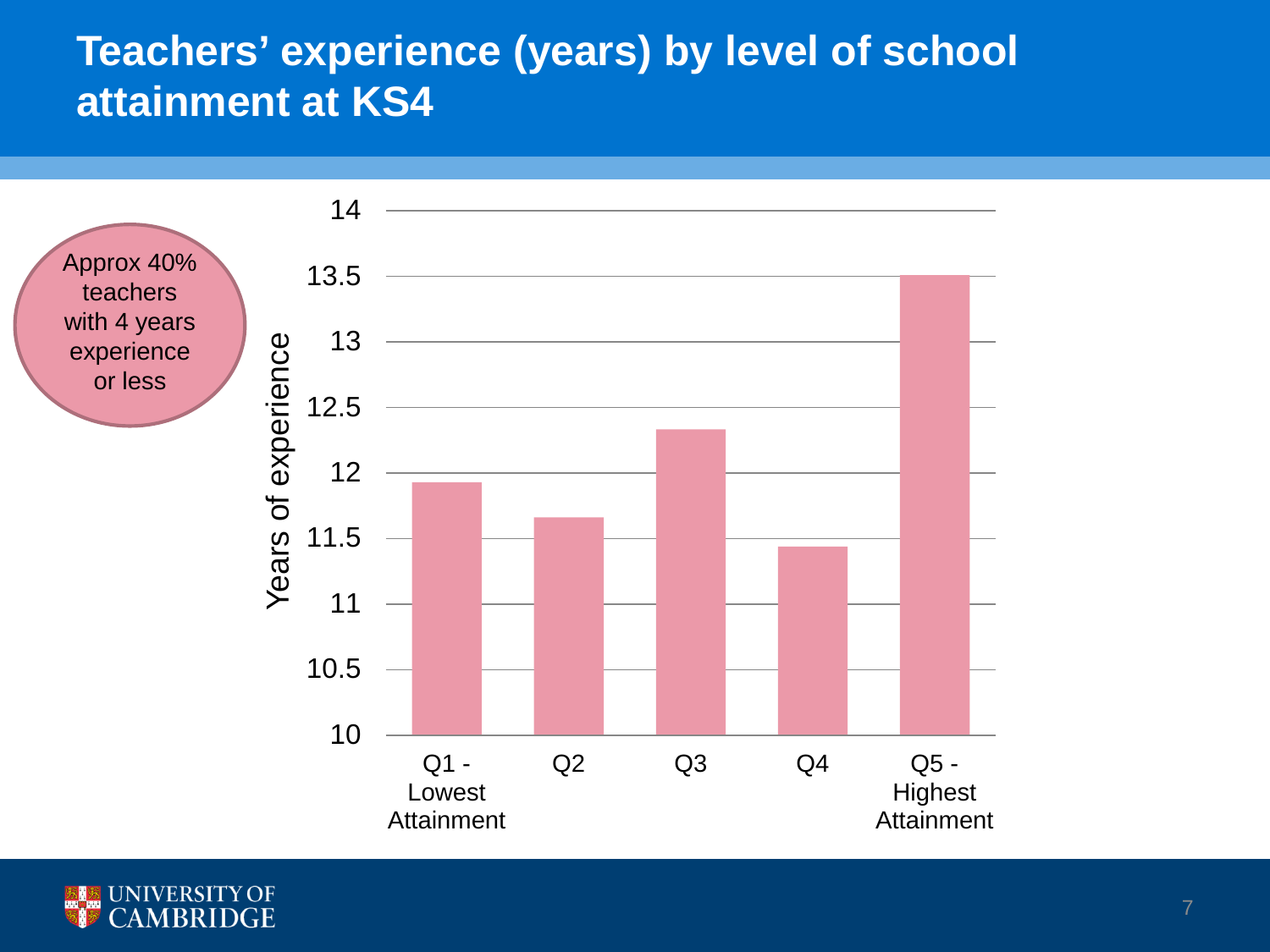# Teachers' experience (years) by level of school attainment at KS4

Approx 40% teachers with 4 years experience or less

| Level of school attainment at KS4 | Years of experience |
|---|---|
| Q1 - Lowest Attainment | ~11.9 |
| Q2 | ~11.7 |
| Q3 | ~12.3 |
| Q4 | ~11.4 |
| Q5 - Highest Attainment | ~13.5 |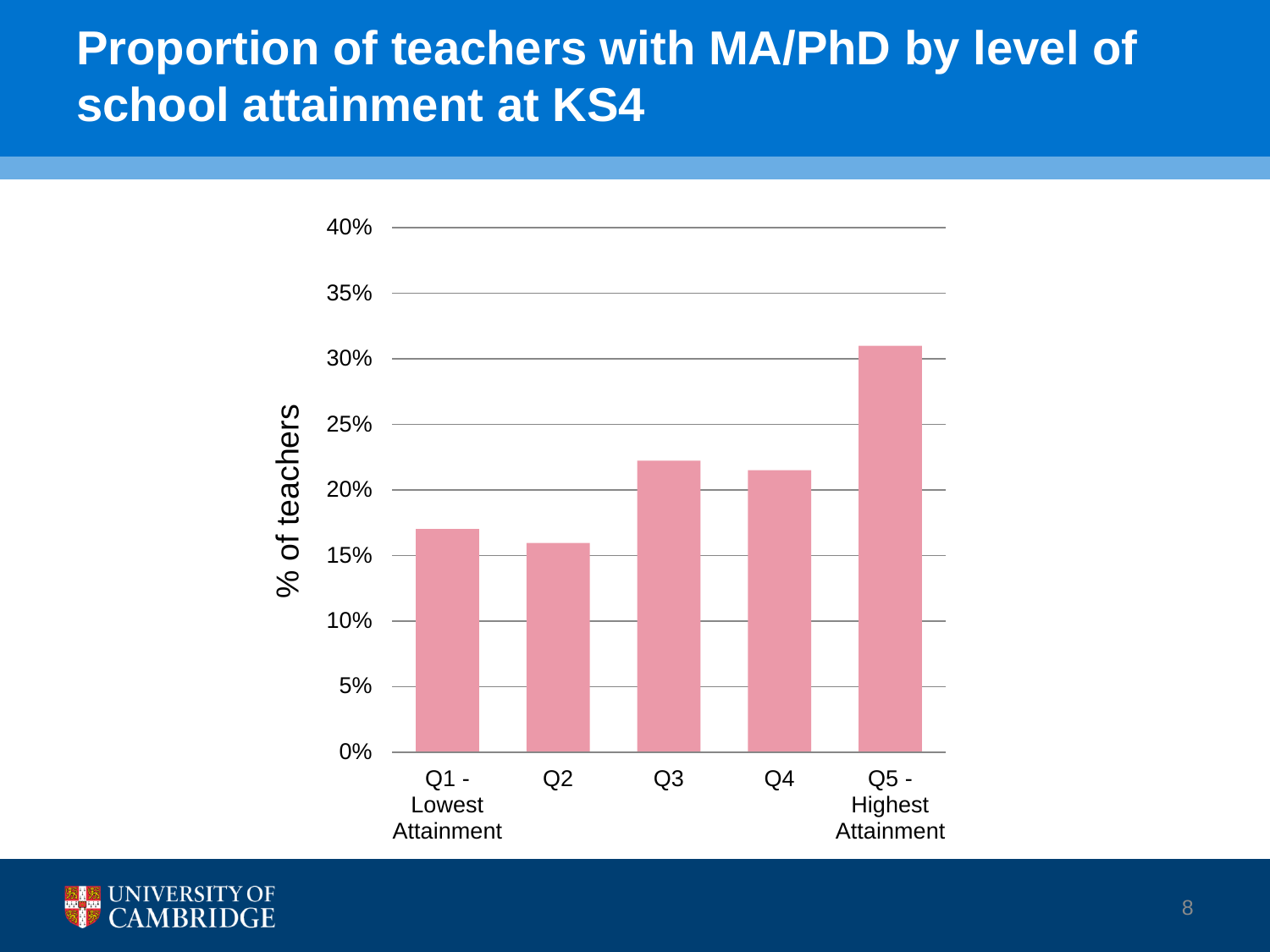# Proportion of teachers with MA/PhD by level of school attainment at KS4

| School attainment at KS4 | % of teachers |
|---|---|
| Q1 - Lowest Attainment | ~17% |
| Q2 | ~16% |
| Q3 | ~22% |
| Q4 | ~21.5% |
| Q5 - Highest Attainment | ~31% |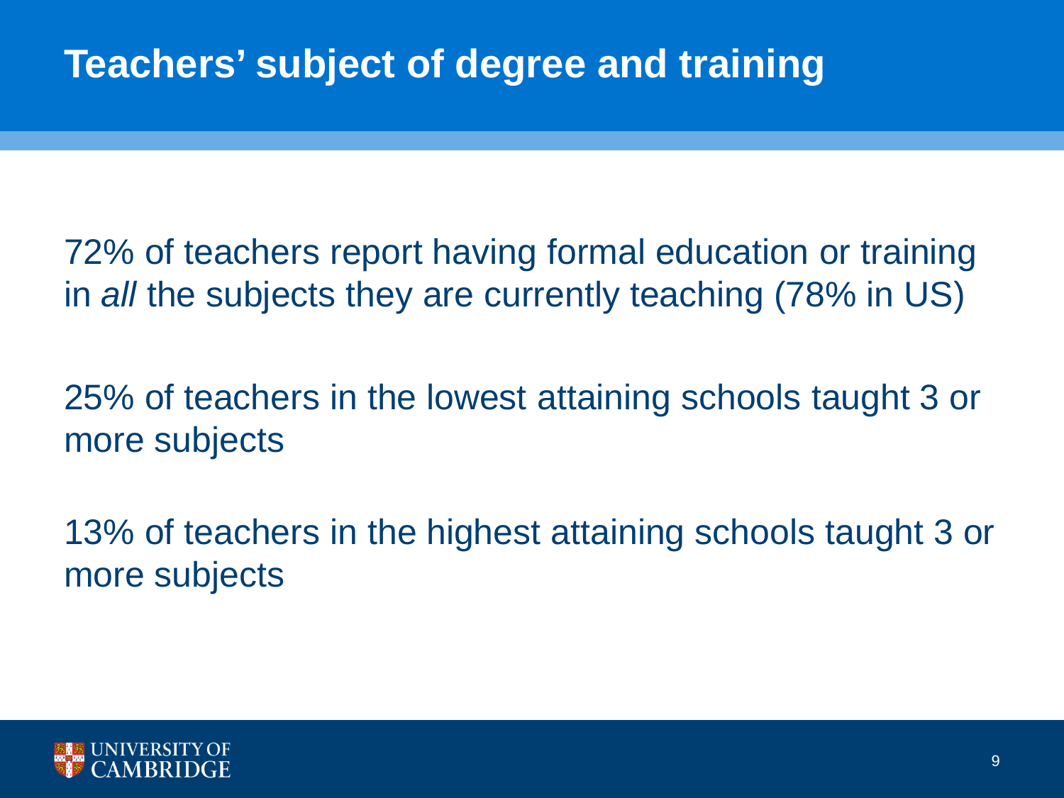# Teachers' subject of degree and training

72% of teachers report having formal education or training in *all* the subjects they are currently teaching (78% in US)

25% of teachers in the lowest attaining schools taught 3 or more subjects

13% of teachers in the highest attaining schools taught 3 or more subjects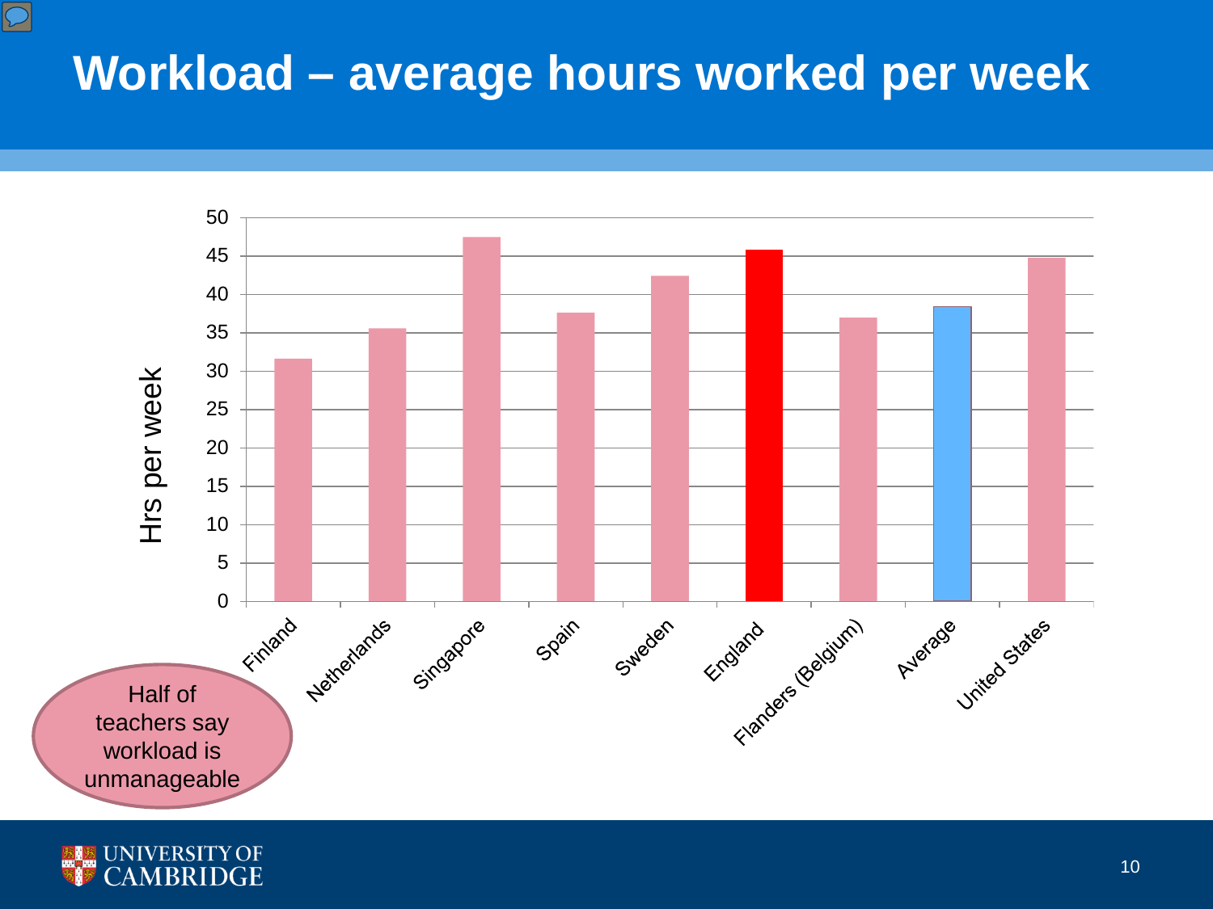# Workload – average hours worked per week

Hrs per week

| Country | Hrs per week |
|---|---|
| Finland | 31.6 |
| Netherlands | 35.6 |
| Singapore | 47.6 |
| Spain | 37.6 |
| Sweden | 42.4 |
| England | 45.9 |
| Flanders (Belgium) | 37.0 |
| Average | 38.4 |
| United States | 44.8 |

Half of teachers say workload is unmanageable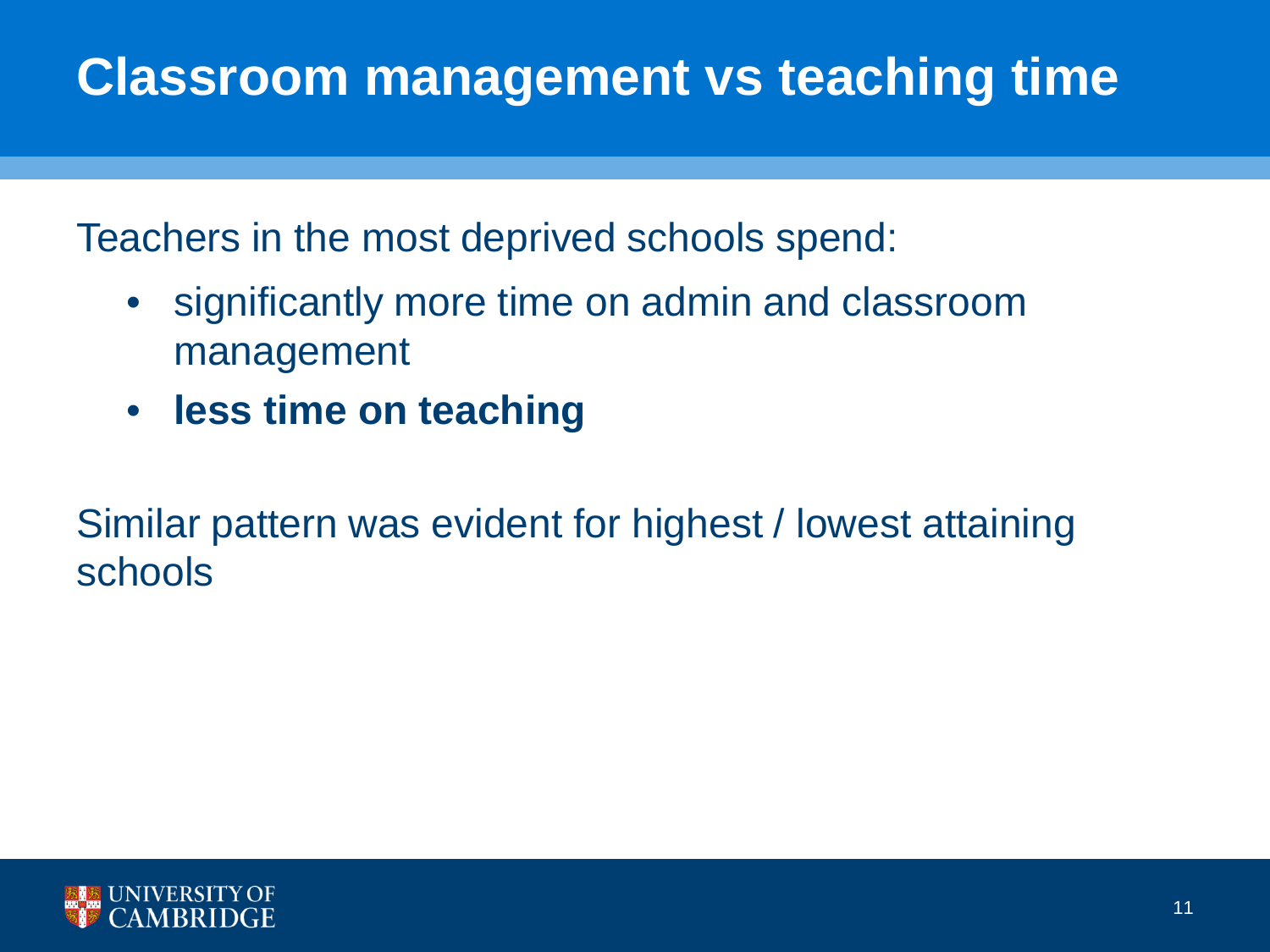# Classroom management vs teaching time

Teachers in the most deprived schools spend:

- significantly more time on admin and classroom management
- **less time on teaching**

Similar pattern was evident for highest / lowest attaining schools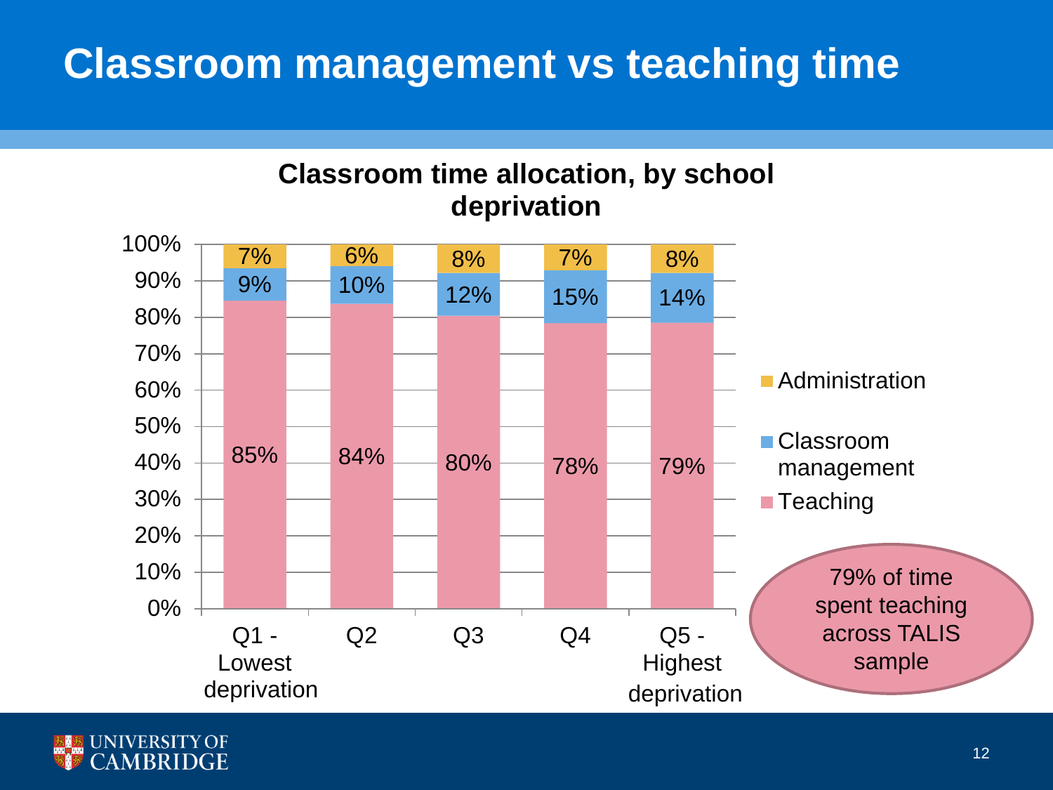# Classroom management vs teaching time

**Classroom time allocation, by school deprivation**

| | Q1 - Lowest deprivation | Q2 | Q3 | Q4 | Q5 - Highest deprivation |
|---|---|---|---|---|---|
| Administration | 7% | 6% | 8% | 7% | 8% |
| Classroom management | 9% | 10% | 12% | 15% | 14% |
| Teaching | 85% | 84% | 80% | 78% | 79% |

79% of time spent teaching across TALIS sample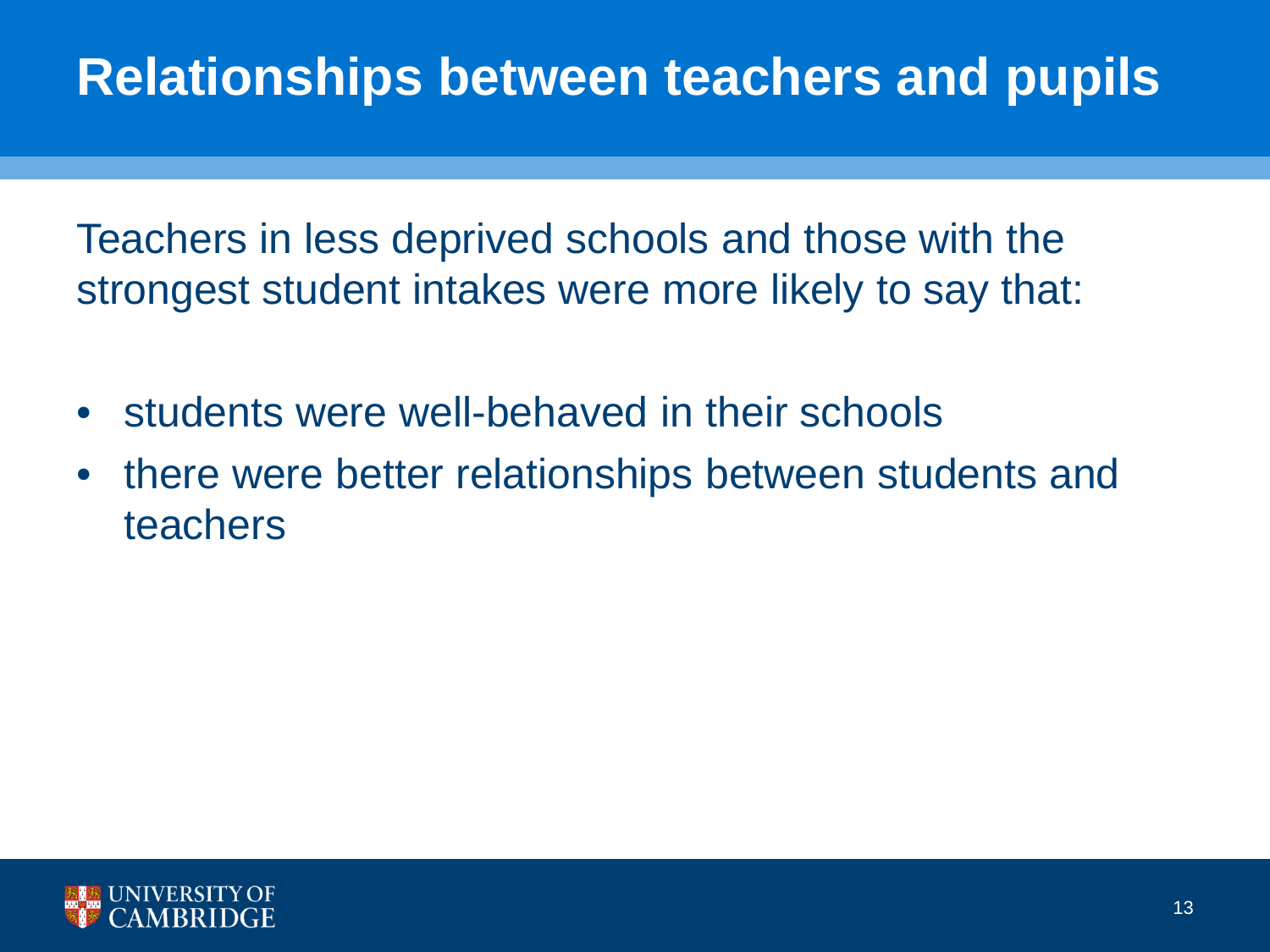# Relationships between teachers and pupils

Teachers in less deprived schools and those with the strongest student intakes were more likely to say that:

- students were well-behaved in their schools
- there were better relationships between students and teachers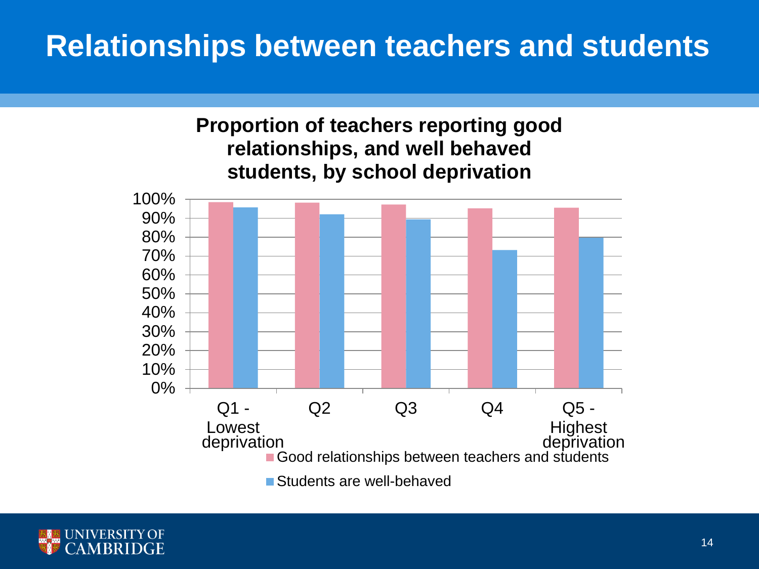# Relationships between teachers and students

**Proportion of teachers reporting good relationships, and well behaved students, by school deprivation**

100%
90%
80%
70%
60%
50%
40%
30%
20%
10%
0%

Q1 - Lowest deprivation | Q2 | Q3 | Q4 | Q5 - Highest deprivation

- Good relationships between teachers and students
- Students are well-behaved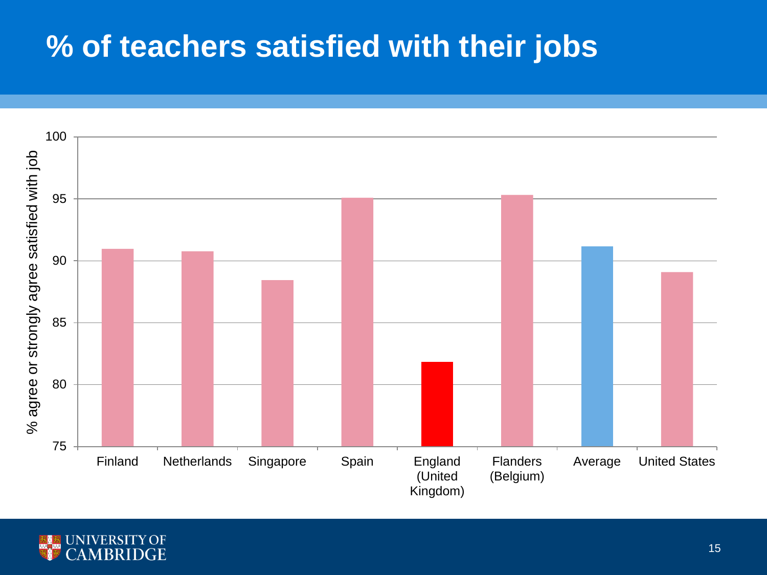# % of teachers satisfied with their jobs

% agree or strongly agree satisfied with job

100
95
90
85
80
75

Finland | Netherlands | Singapore | Spain | England (United Kingdom) | Flanders (Belgium) | Average | United States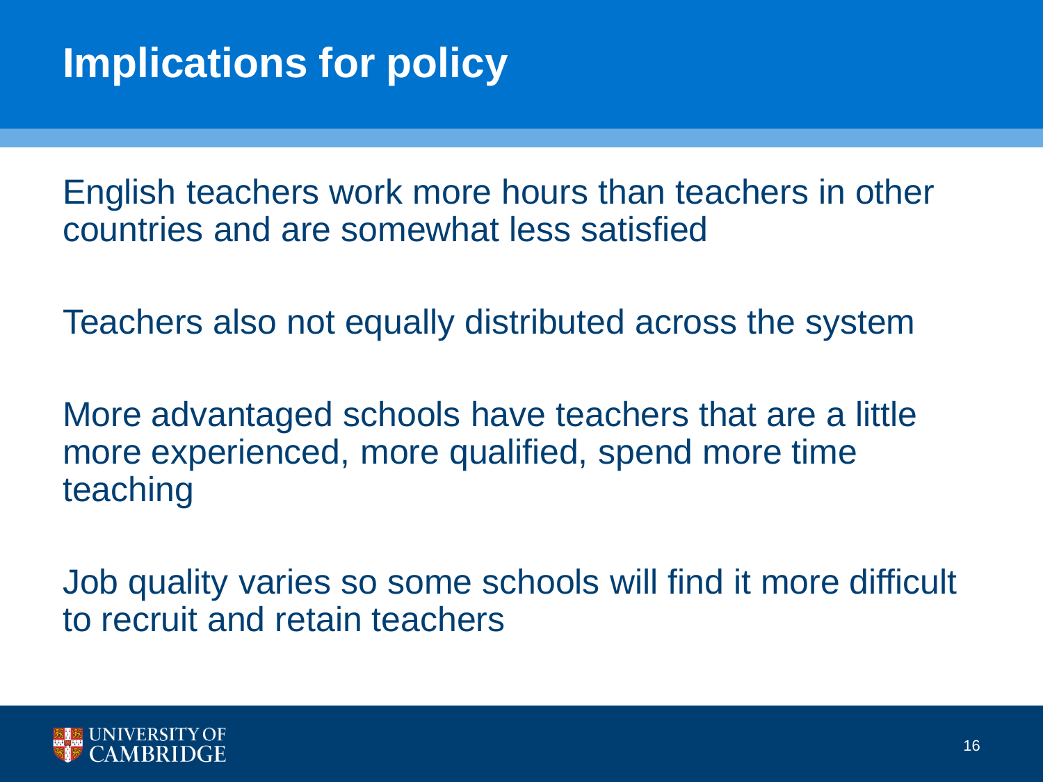# Implications for policy

English teachers work more hours than teachers in other countries and are somewhat less satisfied

Teachers also not equally distributed across the system

More advantaged schools have teachers that are a little more experienced, more qualified, spend more time teaching

Job quality varies so some schools will find it more difficult to recruit and retain teachers